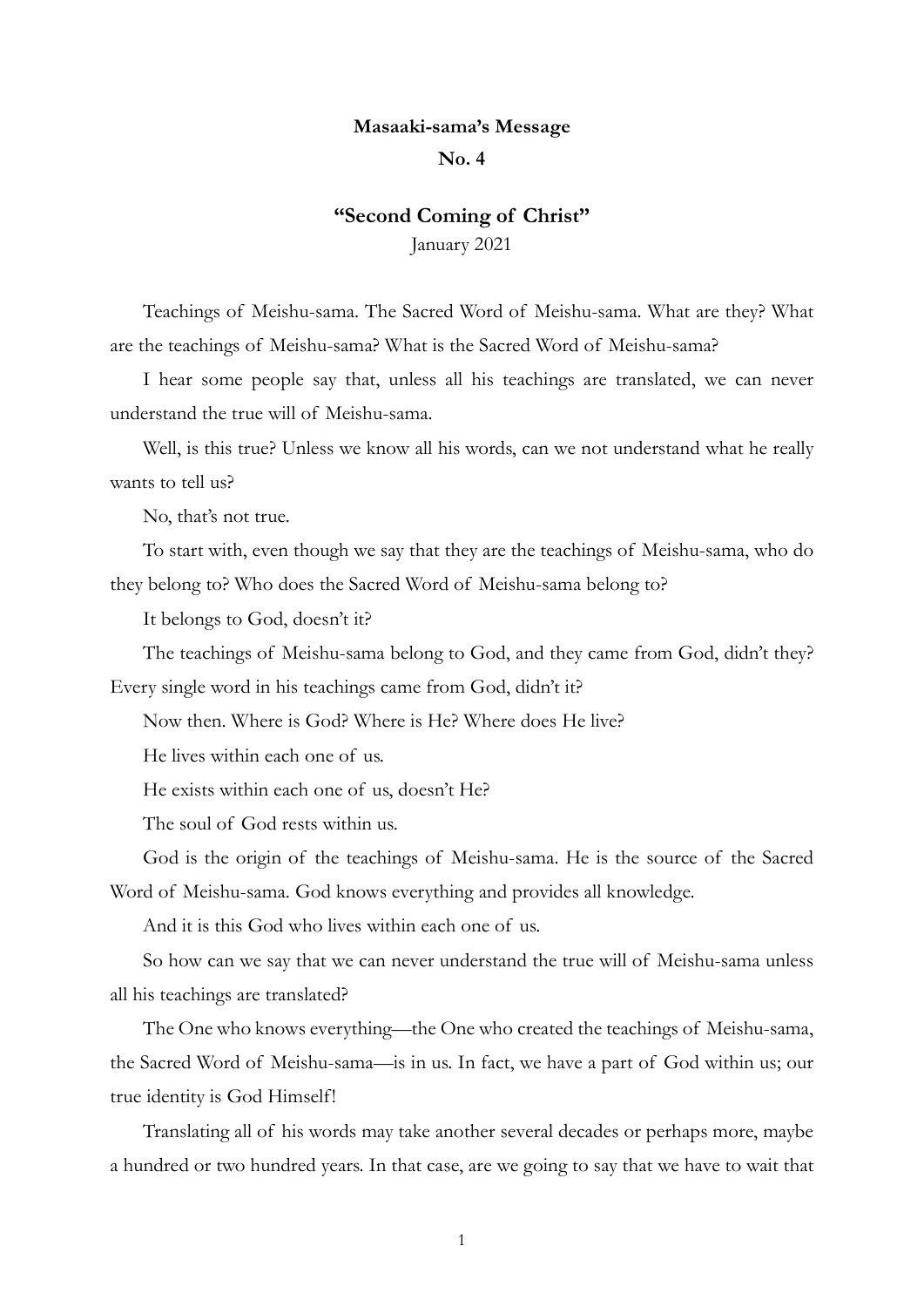**Masaaki-sama's Message**

**No. 4**

## "Second Coming of Christ"

January 2021

Teachings of Meishu-sama. The Sacred Word of Meishu-sama. What are they? What are the teachings of Meishu-sama? What is the Sacred Word of Meishu-sama?

I hear some people say that, unless all his teachings are translated, we can never understand the true will of Meishu-sama.

Well, is this true? Unless we know all his words, can we not understand what he really wants to tell us?

No, that's not true.

To start with, even though we say that they are the teachings of Meishu-sama, who do they belong to? Who does the Sacred Word of Meishu-sama belong to?

It belongs to God, doesn't it?

The teachings of Meishu-sama belong to God, and they came from God, didn't they? Every single word in his teachings came from God, didn't it?

Now then. Where is God? Where is He? Where does He live?

He lives within each one of us.

He exists within each one of us, doesn't He?

The soul of God rests within us.

God is the origin of the teachings of Meishu-sama. He is the source of the Sacred Word of Meishu-sama. God knows everything and provides all knowledge.

And it is this God who lives within each one of us.

So how can we say that we can never understand the true will of Meishu-sama unless all his teachings are translated?

The One who knows everything—the One who created the teachings of Meishu-sama, the Sacred Word of Meishu-sama—is in us. In fact, we have a part of God within us; our true identity is God Himself!

Translating all of his words may take another several decades or perhaps more, maybe a hundred or two hundred years. In that case, are we going to say that we have to wait that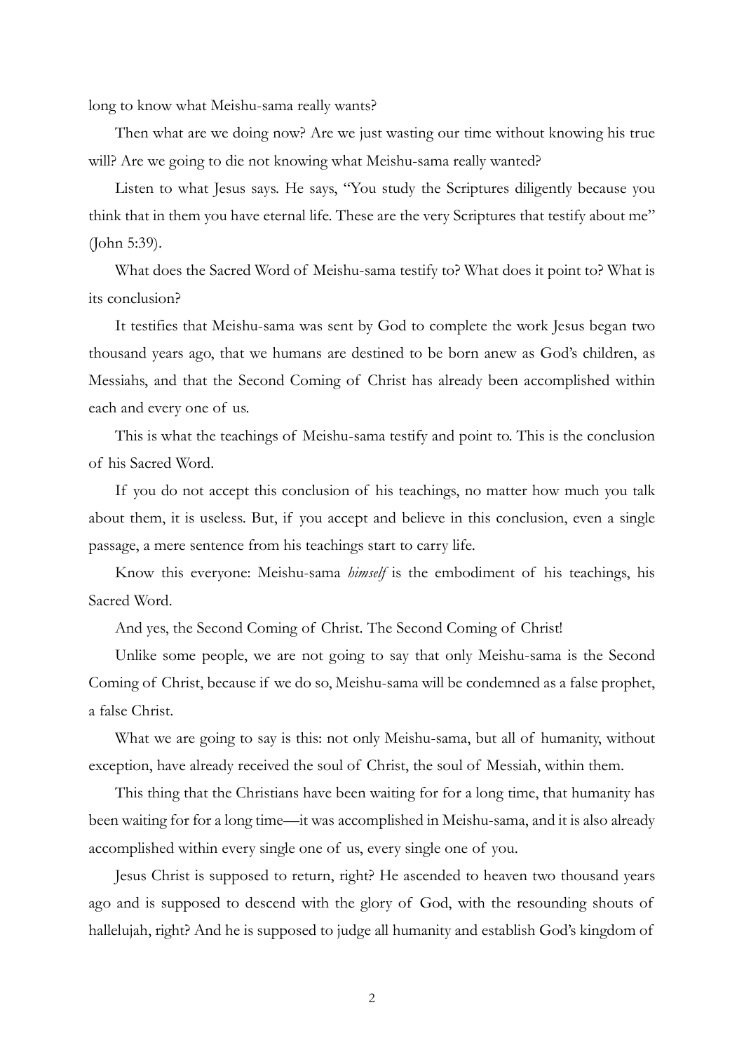long to know what Meishu-sama really wants?

Then what are we doing now? Are we just wasting our time without knowing his true will? Are we going to die not knowing what Meishu-sama really wanted?

Listen to what Jesus says. He says, "You study the Scriptures diligently because you think that in them you have eternal life. These are the very Scriptures that testify about me" (John 5:39).

What does the Sacred Word of Meishu-sama testify to? What does it point to? What is its conclusion?

It testifies that Meishu-sama was sent by God to complete the work Jesus began two thousand years ago, that we humans are destined to be born anew as God's children, as Messiahs, and that the Second Coming of Christ has already been accomplished within each and every one of us.

This is what the teachings of Meishu-sama testify and point to. This is the conclusion of his Sacred Word.

If you do not accept this conclusion of his teachings, no matter how much you talk about them, it is useless. But, if you accept and believe in this conclusion, even a single passage, a mere sentence from his teachings start to carry life.

Know this everyone: Meishu-sama *himself* is the embodiment of his teachings, his Sacred Word.

And yes, the Second Coming of Christ. The Second Coming of Christ!

Unlike some people, we are not going to say that only Meishu-sama is the Second Coming of Christ, because if we do so, Meishu-sama will be condemned as a false prophet, a false Christ.

What we are going to say is this: not only Meishu-sama, but all of humanity, without exception, have already received the soul of Christ, the soul of Messiah, within them.

This thing that the Christians have been waiting for for a long time, that humanity has been waiting for for a long time—it was accomplished in Meishu-sama, and it is also already accomplished within every single one of us, every single one of you.

Jesus Christ is supposed to return, right? He ascended to heaven two thousand years ago and is supposed to descend with the glory of God, with the resounding shouts of hallelujah, right? And he is supposed to judge all humanity and establish God's kingdom of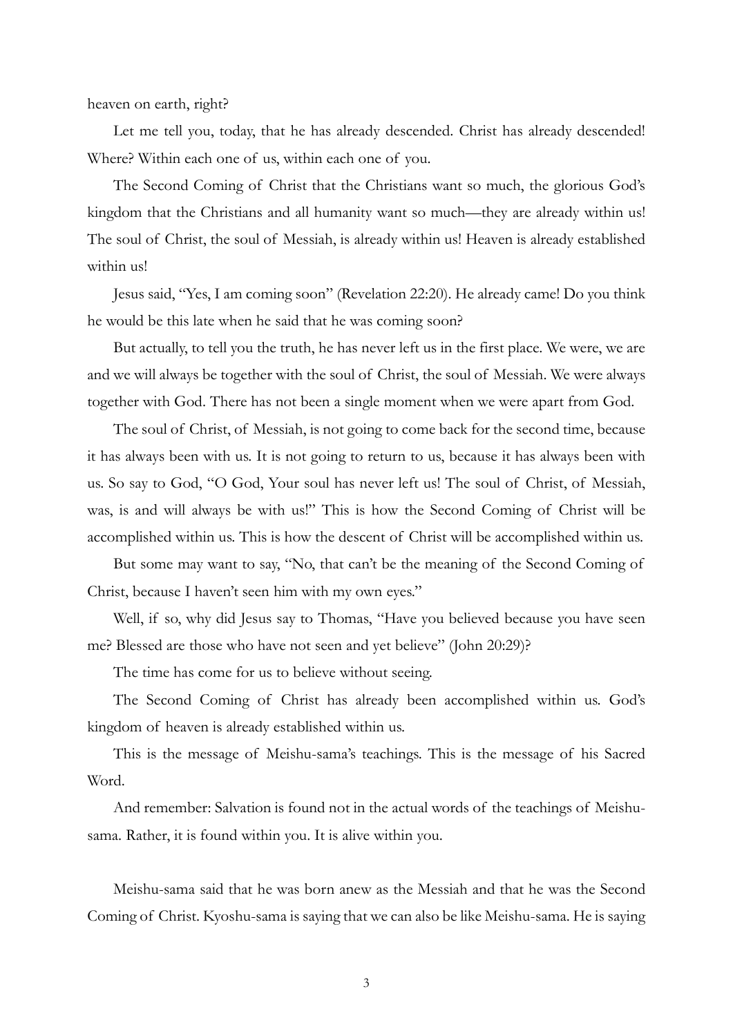heaven on earth, right?

Let me tell you, today, that he has already descended. Christ has already descended! Where? Within each one of us, within each one of you.

The Second Coming of Christ that the Christians want so much, the glorious God's kingdom that the Christians and all humanity want so much—they are already within us! The soul of Christ, the soul of Messiah, is already within us! Heaven is already established within us!

Jesus said, "Yes, I am coming soon" (Revelation 22:20). He already came! Do you think he would be this late when he said that he was coming soon?

But actually, to tell you the truth, he has never left us in the first place. We were, we are and we will always be together with the soul of Christ, the soul of Messiah. We were always together with God. There has not been a single moment when we were apart from God.

The soul of Christ, of Messiah, is not going to come back for the second time, because it has always been with us. It is not going to return to us, because it has always been with us. So say to God, "O God, Your soul has never left us! The soul of Christ, of Messiah, was, is and will always be with us!" This is how the Second Coming of Christ will be accomplished within us. This is how the descent of Christ will be accomplished within us.

But some may want to say, "No, that can't be the meaning of the Second Coming of Christ, because I haven't seen him with my own eyes."

Well, if so, why did Jesus say to Thomas, "Have you believed because you have seen me? Blessed are those who have not seen and yet believe" (John 20:29)?

The time has come for us to believe without seeing.

The Second Coming of Christ has already been accomplished within us. God's kingdom of heaven is already established within us.

This is the message of Meishu-sama's teachings. This is the message of his Sacred Word.

And remember: Salvation is found not in the actual words of the teachings of Meishu-sama. Rather, it is found within you. It is alive within you.

Meishu-sama said that he was born anew as the Messiah and that he was the Second Coming of Christ. Kyoshu-sama is saying that we can also be like Meishu-sama. He is saying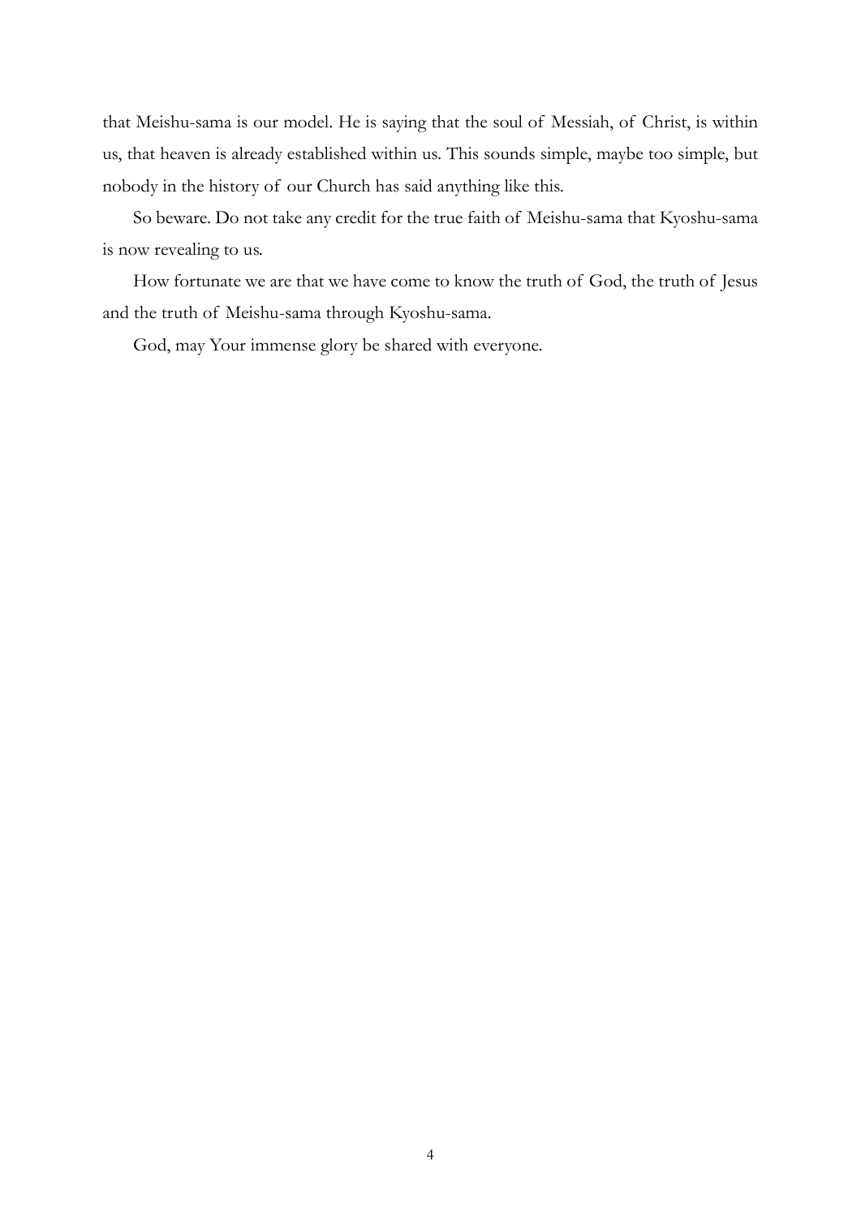that Meishu-sama is our model. He is saying that the soul of Messiah, of Christ, is within us, that heaven is already established within us. This sounds simple, maybe too simple, but nobody in the history of our Church has said anything like this.

So beware. Do not take any credit for the true faith of Meishu-sama that Kyoshu-sama is now revealing to us.

How fortunate we are that we have come to know the truth of God, the truth of Jesus and the truth of Meishu-sama through Kyoshu-sama.

God, may Your immense glory be shared with everyone.